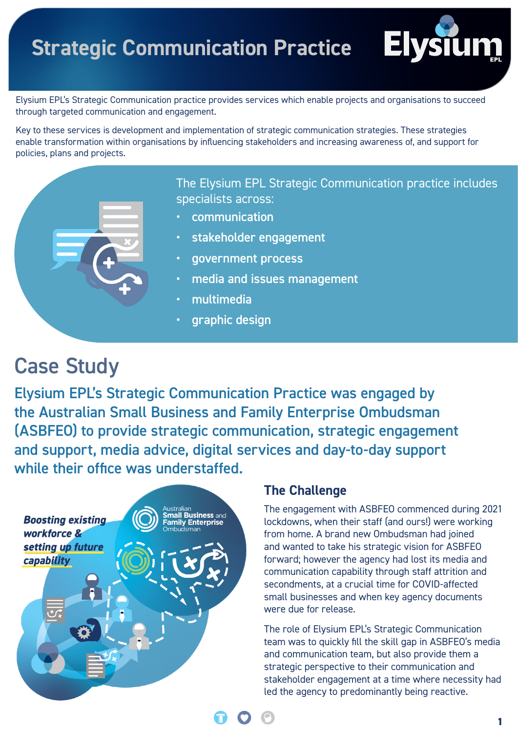# Strategic Communication Practice

Elysium EPL's Strategic Communication practice provides services which enable projects and organisations to succeed through targeted communication and engagement.

Key to these services is development and implementation of strategic communication strategies. These strategies enable transformation within organisations by influencing stakeholders and increasing awareness of, and support for policies, plans and projects.

The Elysium EPL Strategic Communication practice includes specialists across:

- communication
- stakeholder engagement
- government process
- media and issues management
- multimedia
- graphic design

## Case Study

### Elysium EPL's Strategic Communication Practice was engaged by the Australian Small Business and Family Enterprise Ombudsman (ASBFEO) to provide strategic communication, strategic engagement and support, media advice, digital services and day-to-day support while their office was understaffed.

***Boosting existing workforce & setting up future capability***

### The Challenge

The engagement with ASBFEO commenced during 2021 lockdowns, when their staff (and ours!) were working from home. A brand new Ombudsman had joined and wanted to take his strategic vision for ASBFEO forward; however the agency had lost its media and communication capability through staff attrition and secondments, at a crucial time for COVID-affected small businesses and when key agency documents were due for release.

The role of Elysium EPL's Strategic Communication team was to quickly fill the skill gap in ASBFEO's media and communication team, but also provide them a strategic perspective to their communication and stakeholder engagement at a time where necessity had led the agency to predominantly being reactive.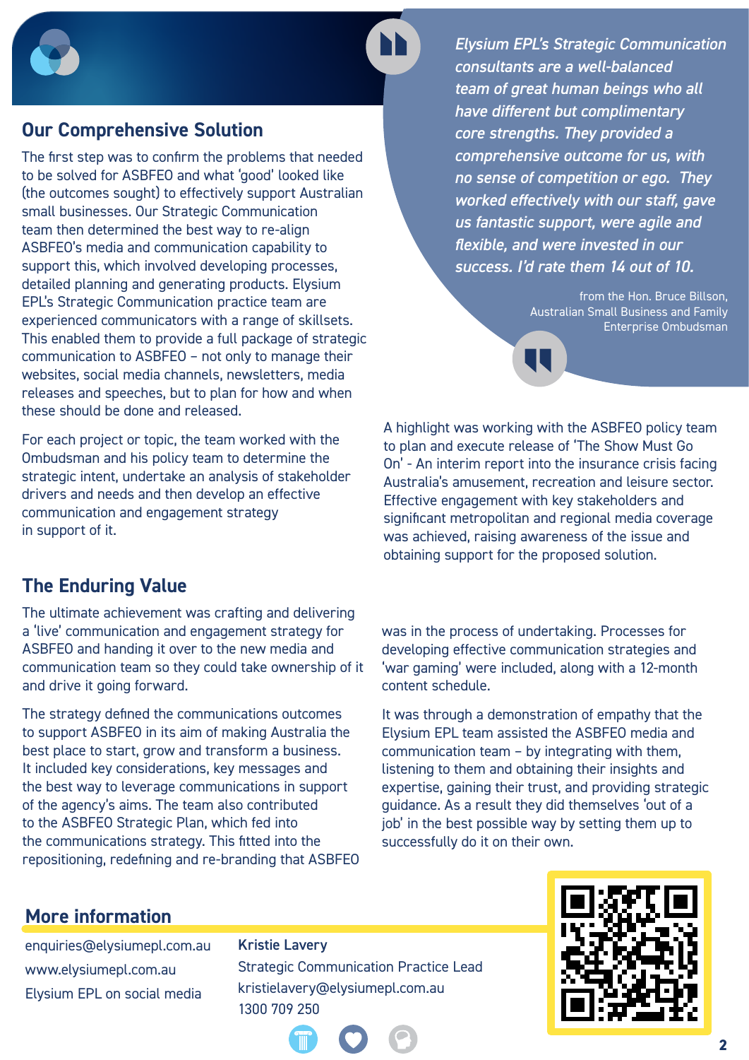## Our Comprehensive Solution

The first step was to confirm the problems that needed to be solved for ASBFEO and what 'good' looked like (the outcomes sought) to effectively support Australian small businesses. Our Strategic Communication team then determined the best way to re-align ASBFEO's media and communication capability to support this, which involved developing processes, detailed planning and generating products. Elysium EPL's Strategic Communication practice team are experienced communicators with a range of skillsets. This enabled them to provide a full package of strategic communication to ASBFEO – not only to manage their websites, social media channels, newsletters, media releases and speeches, but to plan for how and when these should be done and released.

For each project or topic, the team worked with the Ombudsman and his policy team to determine the strategic intent, undertake an analysis of stakeholder drivers and needs and then develop an effective communication and engagement strategy in support of it.

> *Elysium EPL's Strategic Communication consultants are a well-balanced team of great human beings who all have different but complimentary core strengths. They provided a comprehensive outcome for us, with no sense of competition or ego. They worked effectively with our staff, gave us fantastic support, were agile and flexible, and were invested in our success. I'd rate them 14 out of 10.*
>
> from the Hon. Bruce Billson, Australian Small Business and Family Enterprise Ombudsman

A highlight was working with the ASBFEO policy team to plan and execute release of 'The Show Must Go On' - An interim report into the insurance crisis facing Australia's amusement, recreation and leisure sector. Effective engagement with key stakeholders and significant metropolitan and regional media coverage was achieved, raising awareness of the issue and obtaining support for the proposed solution.

## The Enduring Value

The ultimate achievement was crafting and delivering a 'live' communication and engagement strategy for ASBFEO and handing it over to the new media and communication team so they could take ownership of it and drive it going forward.

The strategy defined the communications outcomes to support ASBFEO in its aim of making Australia the best place to start, grow and transform a business. It included key considerations, key messages and the best way to leverage communications in support of the agency's aims. The team also contributed to the ASBFEO Strategic Plan, which fed into the communications strategy. This fitted into the repositioning, redefining and re-branding that ASBFEO was in the process of undertaking. Processes for developing effective communication strategies and 'war gaming' were included, along with a 12-month content schedule.

It was through a demonstration of empathy that the Elysium EPL team assisted the ASBFEO media and communication team – by integrating with them, listening to them and obtaining their insights and expertise, gaining their trust, and providing strategic guidance. As a result they did themselves 'out of a job' in the best possible way by setting them up to successfully do it on their own.

## More information

enquiries@elysiumepl.com.au
www.elysiumepl.com.au
Elysium EPL on social media

**Kristie Lavery**
Strategic Communication Practice Lead
kristielavery@elysiumepl.com.au
1300 709 250